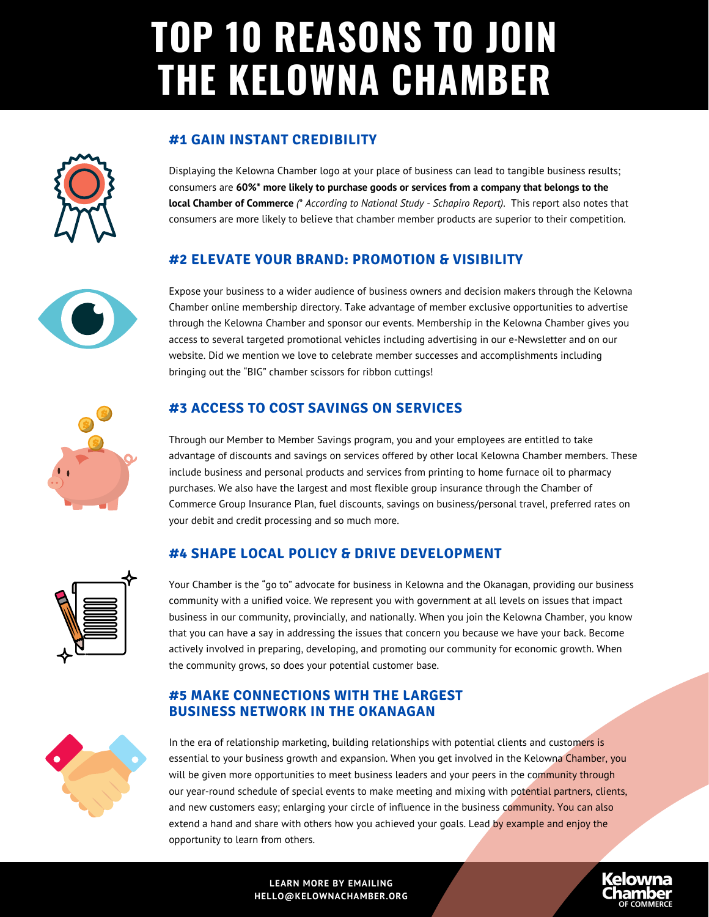# TOP 10 REASONS TO JOIN THE KELOWNA CHAMBER

## #1 GAIN INSTANT CREDIBILITY

Displaying the Kelowna Chamber logo at your place of business can lead to tangible business results; consumers are **60%* more likely to purchase goods or services from a company that belongs to the local Chamber of Commerce** *(* According to National Study - Schapiro Report)*. This report also notes that consumers are more likely to believe that chamber member products are superior to their competition.

## #2 ELEVATE YOUR BRAND: PROMOTION & VISIBILITY

Expose your business to a wider audience of business owners and decision makers through the Kelowna Chamber online membership directory. Take advantage of member exclusive opportunities to advertise through the Kelowna Chamber and sponsor our events. Membership in the Kelowna Chamber gives you access to several targeted promotional vehicles including advertising in our e-Newsletter and on our website. Did we mention we love to celebrate member successes and accomplishments including bringing out the "BIG" chamber scissors for ribbon cuttings!

## #3 ACCESS TO COST SAVINGS ON SERVICES

Through our Member to Member Savings program, you and your employees are entitled to take advantage of discounts and savings on services offered by other local Kelowna Chamber members. These include business and personal products and services from printing to home furnace oil to pharmacy purchases. We also have the largest and most flexible group insurance through the Chamber of Commerce Group Insurance Plan, fuel discounts, savings on business/personal travel, preferred rates on your debit and credit processing and so much more.

## #4 SHAPE LOCAL POLICY & DRIVE DEVELOPMENT

Your Chamber is the "go to" advocate for business in Kelowna and the Okanagan, providing our business community with a unified voice. We represent you with government at all levels on issues that impact business in our community, provincially, and nationally. When you join the Kelowna Chamber, you know that you can have a say in addressing the issues that concern you because we have your back. Become actively involved in preparing, developing, and promoting our community for economic growth. When the community grows, so does your potential customer base.

## #5 MAKE CONNECTIONS WITH THE LARGEST BUSINESS NETWORK IN THE OKANAGAN

In the era of relationship marketing, building relationships with potential clients and customers is essential to your business growth and expansion. When you get involved in the Kelowna Chamber, you will be given more opportunities to meet business leaders and your peers in the community through our year-round schedule of special events to make meeting and mixing with potential partners, clients, and new customers easy; enlarging your circle of influence in the business community. You can also extend a hand and share with others how you achieved your goals. Lead by example and enjoy the opportunity to learn from others.

LEARN MORE BY EMAILING
HELLO@KELOWNACHAMBER.ORG

Kelowna Chamber OF COMMERCE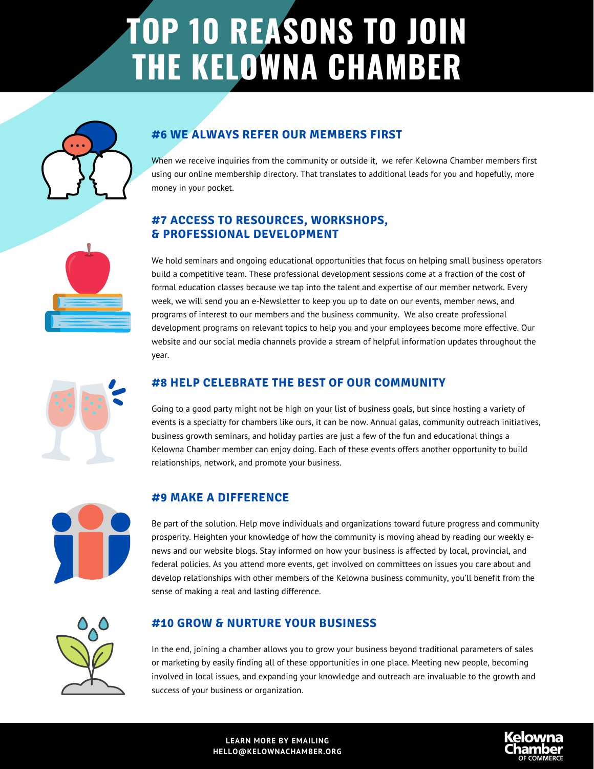# TOP 10 REASONS TO JOIN THE KELOWNA CHAMBER

## #6 WE ALWAYS REFER OUR MEMBERS FIRST

When we receive inquiries from the community or outside it, we refer Kelowna Chamber members first using our online membership directory. That translates to additional leads for you and hopefully, more money in your pocket.

## #7 ACCESS TO RESOURCES, WORKSHOPS, & PROFESSIONAL DEVELOPMENT

We hold seminars and ongoing educational opportunities that focus on helping small business operators build a competitive team. These professional development sessions come at a fraction of the cost of formal education classes because we tap into the talent and expertise of our member network. Every week, we will send you an e-Newsletter to keep you up to date on our events, member news, and programs of interest to our members and the business community. We also create professional development programs on relevant topics to help you and your employees become more effective. Our website and our social media channels provide a stream of helpful information updates throughout the year.

## #8 HELP CELEBRATE THE BEST OF OUR COMMUNITY

Going to a good party might not be high on your list of business goals, but since hosting a variety of events is a specialty for chambers like ours, it can be now. Annual galas, community outreach initiatives, business growth seminars, and holiday parties are just a few of the fun and educational things a Kelowna Chamber member can enjoy doing. Each of these events offers another opportunity to build relationships, network, and promote your business.

## #9 MAKE A DIFFERENCE

Be part of the solution. Help move individuals and organizations toward future progress and community prosperity. Heighten your knowledge of how the community is moving ahead by reading our weekly e-news and our website blogs. Stay informed on how your business is affected by local, provincial, and federal policies. As you attend more events, get involved on committees on issues you care about and develop relationships with other members of the Kelowna business community, you'll benefit from the sense of making a real and lasting difference.

## #10 GROW & NURTURE YOUR BUSINESS

In the end, joining a chamber allows you to grow your business beyond traditional parameters of sales or marketing by easily finding all of these opportunities in one place. Meeting new people, becoming involved in local issues, and expanding your knowledge and outreach are invaluable to the growth and success of your business or organization.

**LEARN MORE BY EMAILING HELLO@KELOWNACHAMBER.ORG**

Kelowna Chamber OF COMMERCE